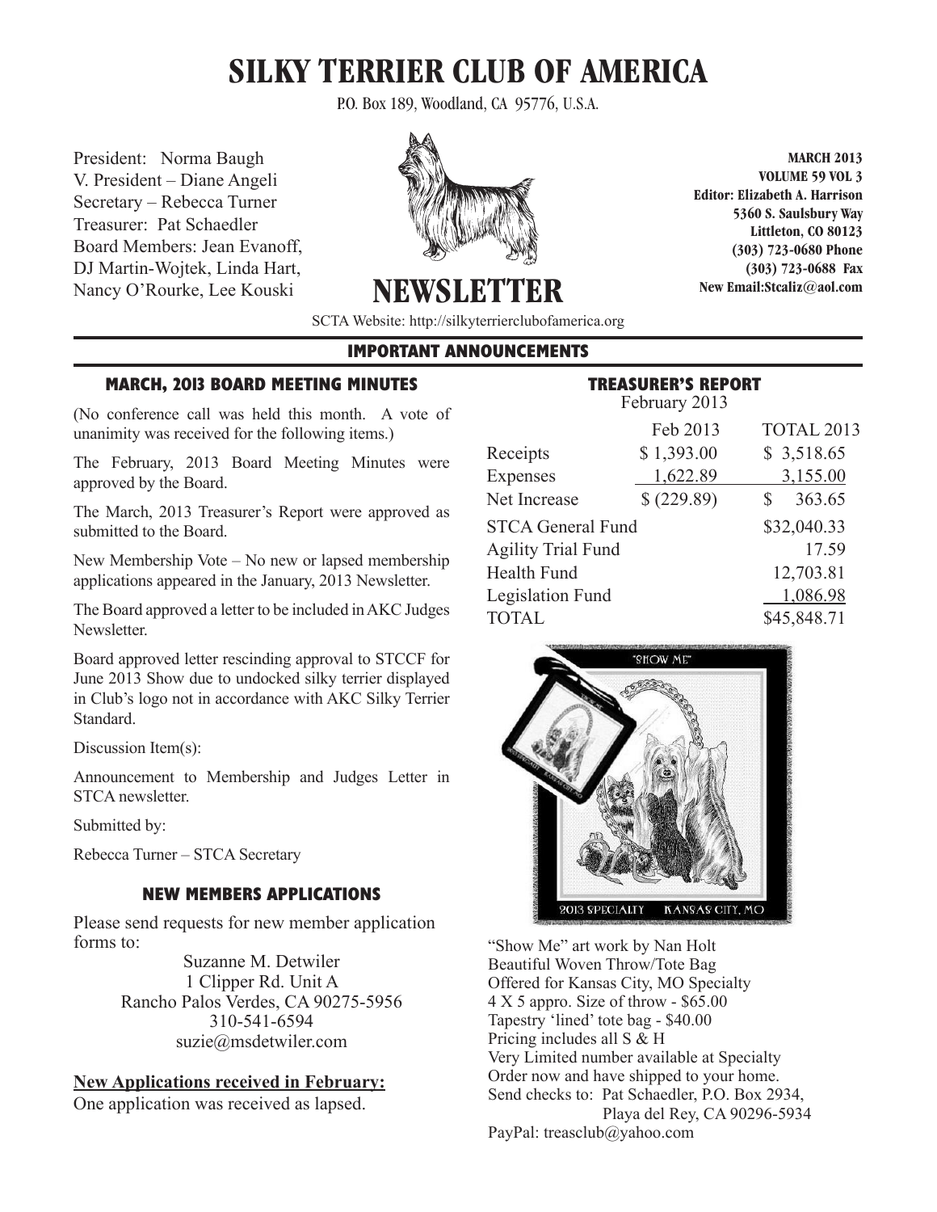# SILKY TERRIER CLUB OF AMERICA

P.O. Box 189, Woodland, CA 95776, U.S.A.

President: Norma Baugh
V. President – Diane Angeli
Secretary – Rebecca Turner
Treasurer: Pat Schaedler
Board Members: Jean Evanoff, DJ Martin-Wojtek, Linda Hart, Nancy O'Rourke, Lee Kouski

**MARCH 2013**
**VOLUME 59 VOL 3**
**Editor: Elizabeth A. Harrison**
**5360 S. Saulsbury Way**
**Littleton, CO 80123**
**(303) 723-0680 Phone**
**(303) 723-0688 Fax**
**New Email:Stcaliz@aol.com**

# NEWSLETTER

SCTA Website: http://silkyterrierclubofamerica.org

## IMPORTANT ANNOUNCEMENTS

### MARCH, 2013 BOARD MEETING MINUTES

(No conference call was held this month. A vote of unanimity was received for the following items.)

The February, 2013 Board Meeting Minutes were approved by the Board.

The March, 2013 Treasurer's Report were approved as submitted to the Board.

New Membership Vote – No new or lapsed membership applications appeared in the January, 2013 Newsletter.

The Board approved a letter to be included in AKC Judges Newsletter.

Board approved letter rescinding approval to STCCF for June 2013 Show due to undocked silky terrier displayed in Club's logo not in accordance with AKC Silky Terrier Standard.

Discussion Item(s):

Announcement to Membership and Judges Letter in STCA newsletter.

Submitted by:

Rebecca Turner – STCA Secretary

### NEW MEMBERS APPLICATIONS

Please send requests for new member application forms to:

Suzanne M. Detwiler
1 Clipper Rd. Unit A
Rancho Palos Verdes, CA 90275-5956
310-541-6594
suzie@msdetwiler.com

**New Applications received in February:**

One application was received as lapsed.

### TREASURER'S REPORT

February 2013

| | Feb 2013 | TOTAL 2013 |
|---|---|---|
| Receipts | $ 1,393.00 | $ 3,518.65 |
| Expenses | 1,622.89 | 3,155.00 |
| Net Increase | $ (229.89) | $ 363.65 |
| STCA General Fund | | $32,040.33 |
| Agility Trial Fund | | 17.59 |
| Health Fund | | 12,703.81 |
| Legislation Fund | | 1,086.98 |
| TOTAL | | $45,848.71 |

"Show Me" art work by Nan Holt
Beautiful Woven Throw/Tote Bag
Offered for Kansas City, MO Specialty
4 X 5 appro. Size of throw - $65.00
Tapestry 'lined' tote bag - $40.00
Pricing includes all S & H
Very Limited number available at Specialty
Order now and have shipped to your home.
Send checks to: Pat Schaedler, P.O. Box 2934,
Playa del Rey, CA 90296-5934
PayPal: treasclub@yahoo.com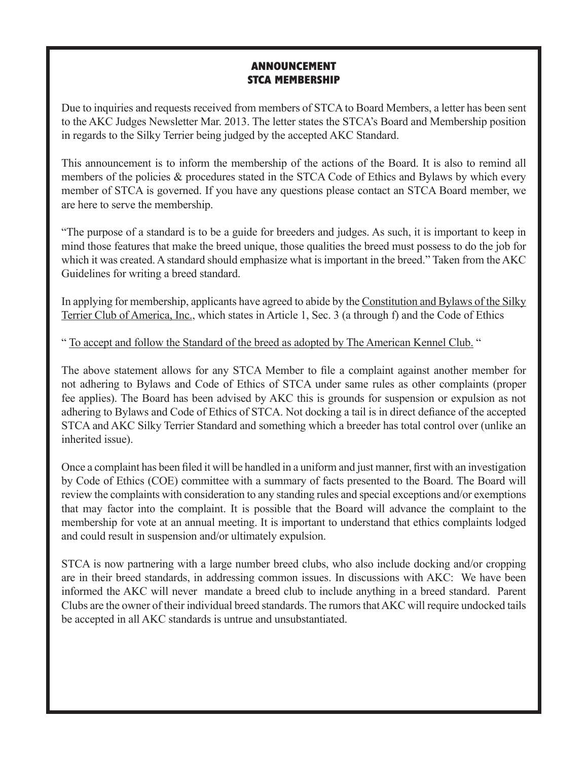## ANNOUNCEMENT
## STCA MEMBERSHIP

Due to inquiries and requests received from members of STCA to Board Members, a letter has been sent to the AKC Judges Newsletter Mar. 2013. The letter states the STCA's Board and Membership position in regards to the Silky Terrier being judged by the accepted AKC Standard.

This announcement is to inform the membership of the actions of the Board. It is also to remind all members of the policies & procedures stated in the STCA Code of Ethics and Bylaws by which every member of STCA is governed. If you have any questions please contact an STCA Board member, we are here to serve the membership.

"The purpose of a standard is to be a guide for breeders and judges. As such, it is important to keep in mind those features that make the breed unique, those qualities the breed must possess to do the job for which it was created. A standard should emphasize what is important in the breed." Taken from the AKC Guidelines for writing a breed standard.

In applying for membership, applicants have agreed to abide by the Constitution and Bylaws of the Silky Terrier Club of America, Inc., which states in Article 1, Sec. 3 (a through f) and the Code of Ethics

" To accept and follow the Standard of the breed as adopted by The American Kennel Club. "

The above statement allows for any STCA Member to file a complaint against another member for not adhering to Bylaws and Code of Ethics of STCA under same rules as other complaints (proper fee applies). The Board has been advised by AKC this is grounds for suspension or expulsion as not adhering to Bylaws and Code of Ethics of STCA. Not docking a tail is in direct defiance of the accepted STCA and AKC Silky Terrier Standard and something which a breeder has total control over (unlike an inherited issue).

Once a complaint has been filed it will be handled in a uniform and just manner, first with an investigation by Code of Ethics (COE) committee with a summary of facts presented to the Board. The Board will review the complaints with consideration to any standing rules and special exceptions and/or exemptions that may factor into the complaint. It is possible that the Board will advance the complaint to the membership for vote at an annual meeting. It is important to understand that ethics complaints lodged and could result in suspension and/or ultimately expulsion.

STCA is now partnering with a large number breed clubs, who also include docking and/or cropping are in their breed standards, in addressing common issues. In discussions with AKC: We have been informed the AKC will never mandate a breed club to include anything in a breed standard. Parent Clubs are the owner of their individual breed standards. The rumors that AKC will require undocked tails be accepted in all AKC standards is untrue and unsubstantiated.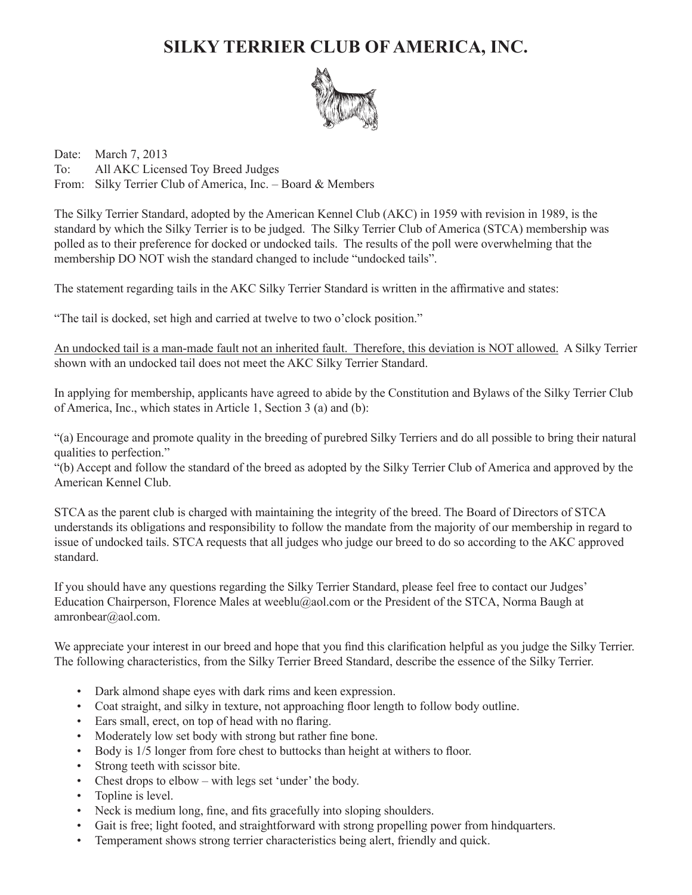# SILKY TERRIER CLUB OF AMERICA, INC.

Date: March 7, 2013
To: All AKC Licensed Toy Breed Judges
From: Silky Terrier Club of America, Inc. – Board & Members

The Silky Terrier Standard, adopted by the American Kennel Club (AKC) in 1959 with revision in 1989, is the standard by which the Silky Terrier is to be judged. The Silky Terrier Club of America (STCA) membership was polled as to their preference for docked or undocked tails. The results of the poll were overwhelming that the membership DO NOT wish the standard changed to include "undocked tails".

The statement regarding tails in the AKC Silky Terrier Standard is written in the affirmative and states:

"The tail is docked, set high and carried at twelve to two o'clock position."

<u>An undocked tail is a man-made fault not an inherited fault. Therefore, this deviation is NOT allowed.</u> A Silky Terrier shown with an undocked tail does not meet the AKC Silky Terrier Standard.

In applying for membership, applicants have agreed to abide by the Constitution and Bylaws of the Silky Terrier Club of America, Inc., which states in Article 1, Section 3 (a) and (b):

"(a) Encourage and promote quality in the breeding of purebred Silky Terriers and do all possible to bring their natural qualities to perfection."
"(b) Accept and follow the standard of the breed as adopted by the Silky Terrier Club of America and approved by the American Kennel Club.

STCA as the parent club is charged with maintaining the integrity of the breed. The Board of Directors of STCA understands its obligations and responsibility to follow the mandate from the majority of our membership in regard to issue of undocked tails. STCA requests that all judges who judge our breed to do so according to the AKC approved standard.

If you should have any questions regarding the Silky Terrier Standard, please feel free to contact our Judges' Education Chairperson, Florence Males at weeblu@aol.com or the President of the STCA, Norma Baugh at amronbear@aol.com.

We appreciate your interest in our breed and hope that you find this clarification helpful as you judge the Silky Terrier. The following characteristics, from the Silky Terrier Breed Standard, describe the essence of the Silky Terrier.

- Dark almond shape eyes with dark rims and keen expression.
- Coat straight, and silky in texture, not approaching floor length to follow body outline.
- Ears small, erect, on top of head with no flaring.
- Moderately low set body with strong but rather fine bone.
- Body is 1/5 longer from fore chest to buttocks than height at withers to floor.
- Strong teeth with scissor bite.
- Chest drops to elbow – with legs set 'under' the body.
- Topline is level.
- Neck is medium long, fine, and fits gracefully into sloping shoulders.
- Gait is free; light footed, and straightforward with strong propelling power from hindquarters.
- Temperament shows strong terrier characteristics being alert, friendly and quick.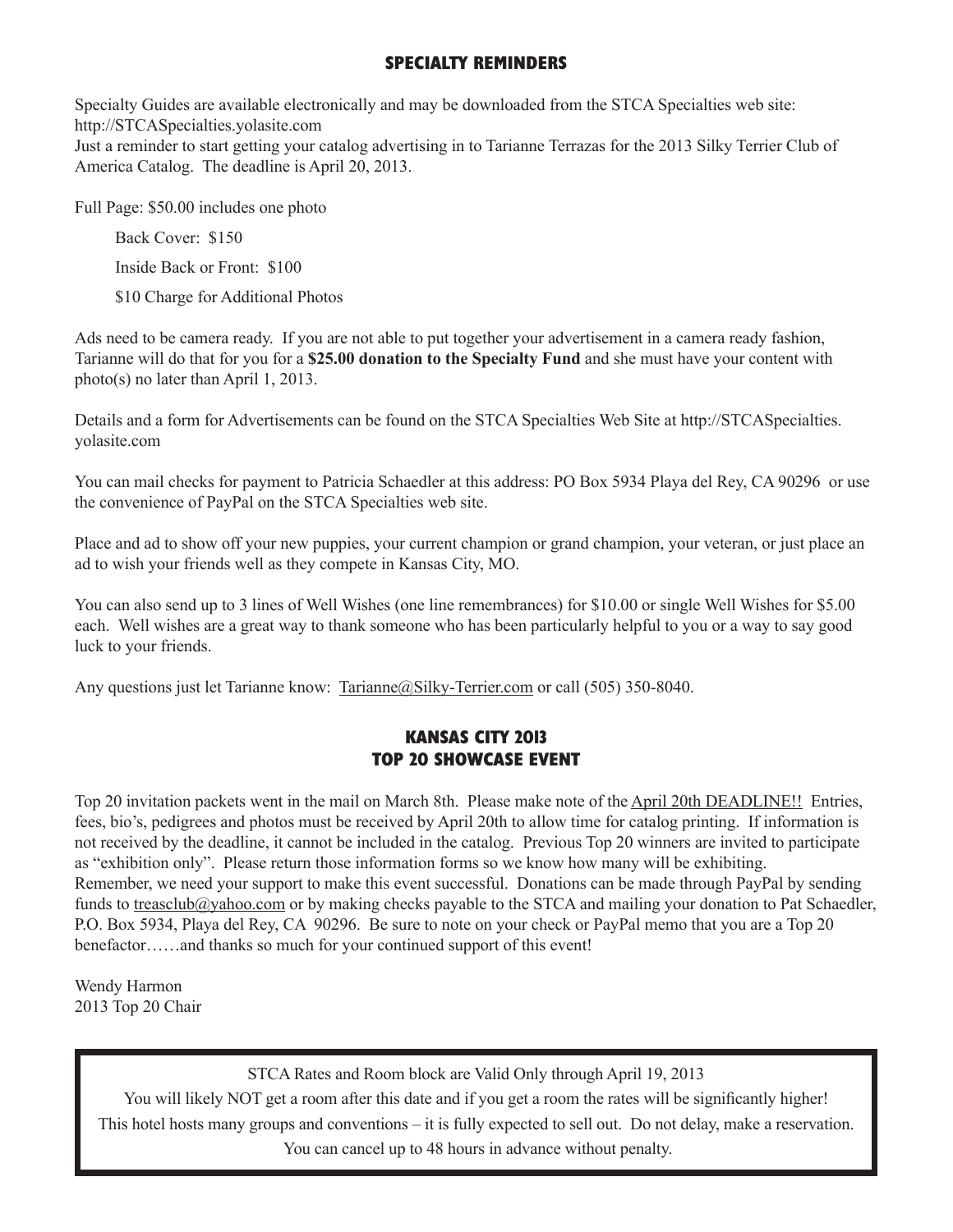## SPECIALTY REMINDERS

Specialty Guides are available electronically and may be downloaded from the STCA Specialties web site: http://STCASpecialties.yolasite.com
Just a reminder to start getting your catalog advertising in to Tarianne Terrazas for the 2013 Silky Terrier Club of America Catalog. The deadline is April 20, 2013.

Full Page: $50.00 includes one photo

Back Cover: $150

Inside Back or Front: $100

$10 Charge for Additional Photos

Ads need to be camera ready. If you are not able to put together your advertisement in a camera ready fashion, Tarianne will do that for you for a **$25.00 donation to the Specialty Fund** and she must have your content with photo(s) no later than April 1, 2013.

Details and a form for Advertisements can be found on the STCA Specialties Web Site at http://STCASpecialties.yolasite.com

You can mail checks for payment to Patricia Schaedler at this address: PO Box 5934 Playa del Rey, CA 90296 or use the convenience of PayPal on the STCA Specialties web site.

Place and ad to show off your new puppies, your current champion or grand champion, your veteran, or just place an ad to wish your friends well as they compete in Kansas City, MO.

You can also send up to 3 lines of Well Wishes (one line remembrances) for $10.00 or single Well Wishes for $5.00 each. Well wishes are a great way to thank someone who has been particularly helpful to you or a way to say good luck to your friends.

Any questions just let Tarianne know: Tarianne@Silky-Terrier.com or call (505) 350-8040.

## KANSAS CITY 2013
## TOP 20 SHOWCASE EVENT

Top 20 invitation packets went in the mail on March 8th. Please make note of the April 20th DEADLINE!! Entries, fees, bio's, pedigrees and photos must be received by April 20th to allow time for catalog printing. If information is not received by the deadline, it cannot be included in the catalog. Previous Top 20 winners are invited to participate as "exhibition only". Please return those information forms so we know how many will be exhibiting.
Remember, we need your support to make this event successful. Donations can be made through PayPal by sending funds to treasclub@yahoo.com or by making checks payable to the STCA and mailing your donation to Pat Schaedler, P.O. Box 5934, Playa del Rey, CA 90296. Be sure to note on your check or PayPal memo that you are a Top 20 benefactor……and thanks so much for your continued support of this event!

Wendy Harmon
2013 Top 20 Chair

STCA Rates and Room block are Valid Only through April 19, 2013

You will likely NOT get a room after this date and if you get a room the rates will be significantly higher!

This hotel hosts many groups and conventions – it is fully expected to sell out. Do not delay, make a reservation.

You can cancel up to 48 hours in advance without penalty.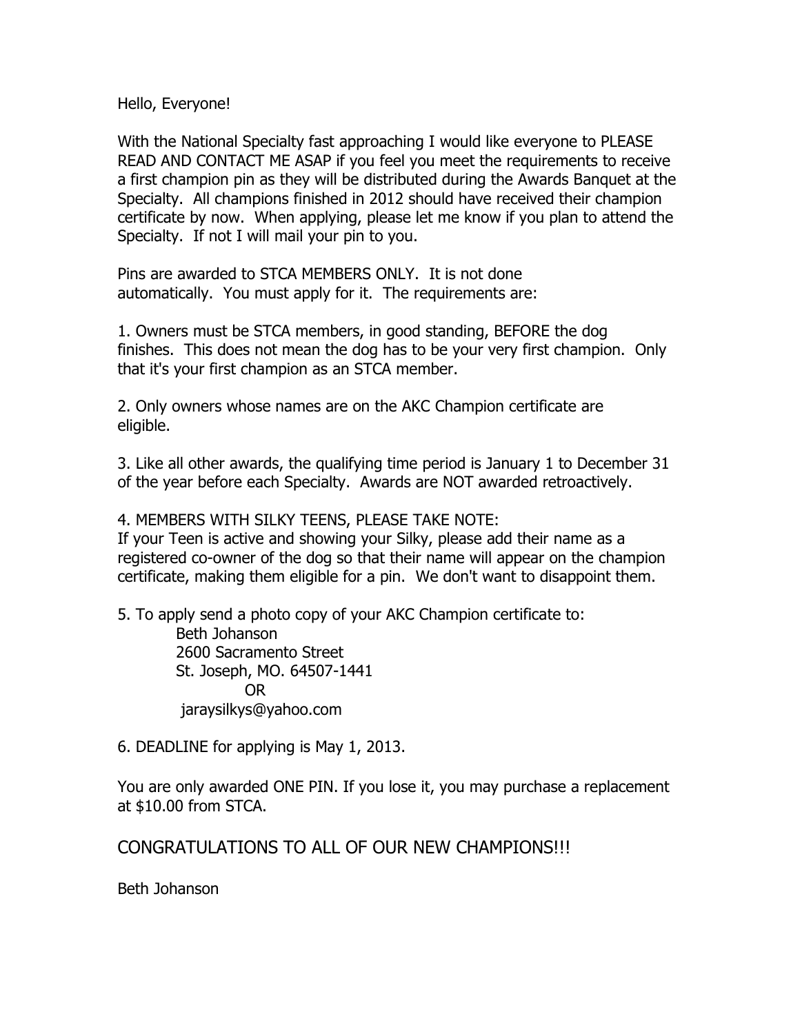Hello, Everyone!

With the National Specialty fast approaching I would like everyone to PLEASE READ AND CONTACT ME ASAP if you feel you meet the requirements to receive a first champion pin as they will be distributed during the Awards Banquet at the Specialty. All champions finished in 2012 should have received their champion certificate by now. When applying, please let me know if you plan to attend the Specialty. If not I will mail your pin to you.

Pins are awarded to STCA MEMBERS ONLY. It is not done automatically. You must apply for it. The requirements are:

1. Owners must be STCA members, in good standing, BEFORE the dog finishes. This does not mean the dog has to be your very first champion. Only that it's your first champion as an STCA member.

2. Only owners whose names are on the AKC Champion certificate are eligible.

3. Like all other awards, the qualifying time period is January 1 to December 31 of the year before each Specialty. Awards are NOT awarded retroactively.

4. MEMBERS WITH SILKY TEENS, PLEASE TAKE NOTE:
If your Teen is active and showing your Silky, please add their name as a registered co-owner of the dog so that their name will appear on the champion certificate, making them eligible for a pin. We don't want to disappoint them.

5. To apply send a photo copy of your AKC Champion certificate to:
   Beth Johanson
   2600 Sacramento Street
   St. Joseph, MO. 64507-1441
   OR
   jaraysilkys@yahoo.com

6. DEADLINE for applying is May 1, 2013.

You are only awarded ONE PIN. If you lose it, you may purchase a replacement at $10.00 from STCA.

CONGRATULATIONS TO ALL OF OUR NEW CHAMPIONS!!!

Beth Johanson